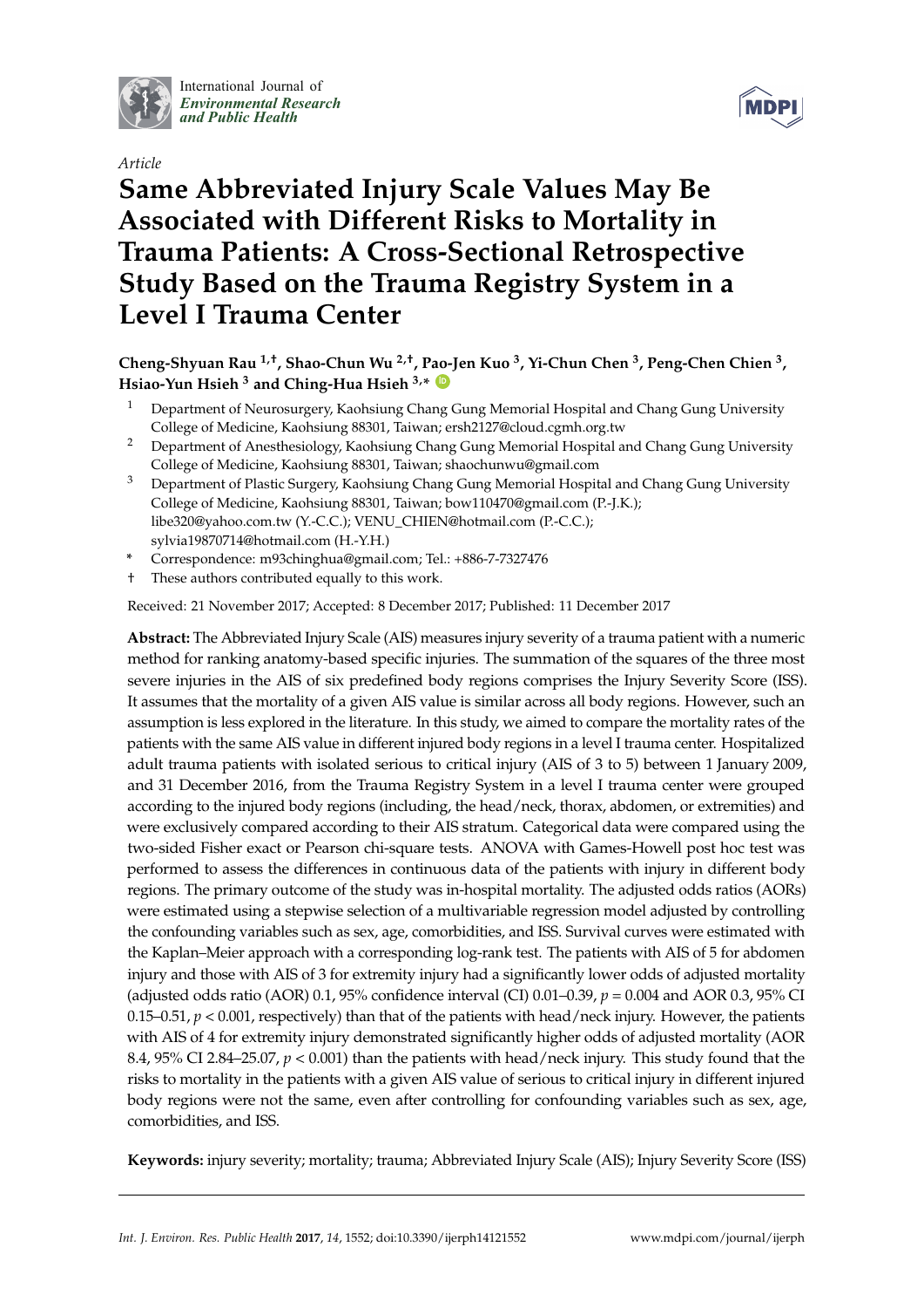International Journal of *Environmental Research and Public Health*

*Article*

# Same Abbreviated Injury Scale Values May Be Associated with Different Risks to Mortality in Trauma Patients: A Cross-Sectional Retrospective Study Based on the Trauma Registry System in a Level I Trauma Center

**Cheng-Shyuan Rau [1,†], Shao-Chun Wu [2,†], Pao-Jen Kuo [3], Yi-Chun Chen [3], Peng-Chen Chien [3], Hsiao-Yun Hsieh [3] and Ching-Hua Hsieh [3,*]**

1. Department of Neurosurgery, Kaohsiung Chang Gung Memorial Hospital and Chang Gung University College of Medicine, Kaohsiung 88301, Taiwan; ersh2127@cloud.cgmh.org.tw
2. Department of Anesthesiology, Kaohsiung Chang Gung Memorial Hospital and Chang Gung University College of Medicine, Kaohsiung 88301, Taiwan; shaochunwu@gmail.com
3. Department of Plastic Surgery, Kaohsiung Chang Gung Memorial Hospital and Chang Gung University College of Medicine, Kaohsiung 88301, Taiwan; bow110470@gmail.com (P.-J.K.); libe320@yahoo.com.tw (Y.-C.C.); VENU_CHIEN@hotmail.com (P.-C.C.); sylvia19870714@hotmail.com (H.-Y.H.)

\* Correspondence: m93chinghua@gmail.com; Tel.: +886-7-7327476

† These authors contributed equally to this work.

Received: 21 November 2017; Accepted: 8 December 2017; Published: 11 December 2017

**Abstract:** The Abbreviated Injury Scale (AIS) measures injury severity of a trauma patient with a numeric method for ranking anatomy-based specific injuries. The summation of the squares of the three most severe injuries in the AIS of six predefined body regions comprises the Injury Severity Score (ISS). It assumes that the mortality of a given AIS value is similar across all body regions. However, such an assumption is less explored in the literature. In this study, we aimed to compare the mortality rates of the patients with the same AIS value in different injured body regions in a level I trauma center. Hospitalized adult trauma patients with isolated serious to critical injury (AIS of 3 to 5) between 1 January 2009, and 31 December 2016, from the Trauma Registry System in a level I trauma center were grouped according to the injured body regions (including, the head/neck, thorax, abdomen, or extremities) and were exclusively compared according to their AIS stratum. Categorical data were compared using the two-sided Fisher exact or Pearson chi-square tests. ANOVA with Games-Howell post hoc test was performed to assess the differences in continuous data of the patients with injury in different body regions. The primary outcome of the study was in-hospital mortality. The adjusted odds ratios (AORs) were estimated using a stepwise selection of a multivariable regression model adjusted by controlling the confounding variables such as sex, age, comorbidities, and ISS. Survival curves were estimated with the Kaplan–Meier approach with a corresponding log-rank test. The patients with AIS of 5 for abdomen injury and those with AIS of 3 for extremity injury had a significantly lower odds of adjusted mortality (adjusted odds ratio (AOR) 0.1, 95% confidence interval (CI) 0.01–0.39, $p = 0.004$ and AOR 0.3, 95% CI 0.15–0.51, $p < 0.001$, respectively) than that of the patients with head/neck injury. However, the patients with AIS of 4 for extremity injury demonstrated significantly higher odds of adjusted mortality (AOR 8.4, 95% CI 2.84–25.07, $p < 0.001$) than the patients with head/neck injury. This study found that the risks to mortality in the patients with a given AIS value of serious to critical injury in different injured body regions were not the same, even after controlling for confounding variables such as sex, age, comorbidities, and ISS.

**Keywords:** injury severity; mortality; trauma; Abbreviated Injury Scale (AIS); Injury Severity Score (ISS)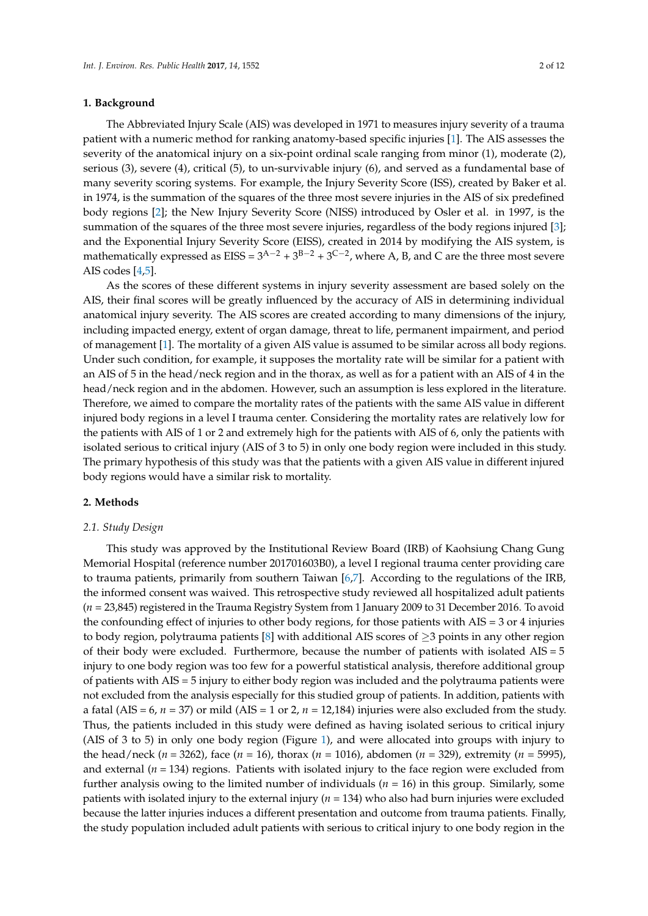## 1. Background

The Abbreviated Injury Scale (AIS) was developed in 1971 to measures injury severity of a trauma patient with a numeric method for ranking anatomy-based specific injuries [1]. The AIS assesses the severity of the anatomical injury on a six-point ordinal scale ranging from minor (1), moderate (2), serious (3), severe (4), critical (5), to un-survivable injury (6), and served as a fundamental base of many severity scoring systems. For example, the Injury Severity Score (ISS), created by Baker et al. in 1974, is the summation of the squares of the three most severe injuries in the AIS of six predefined body regions [2]; the New Injury Severity Score (NISS) introduced by Osler et al. in 1997, is the summation of the squares of the three most severe injuries, regardless of the body regions injured [3]; and the Exponential Injury Severity Score (EISS), created in 2014 by modifying the AIS system, is mathematically expressed as EISS = $3^{A-2} + 3^{B-2} + 3^{C-2}$, where A, B, and C are the three most severe AIS codes [4,5].

As the scores of these different systems in injury severity assessment are based solely on the AIS, their final scores will be greatly influenced by the accuracy of AIS in determining individual anatomical injury severity. The AIS scores are created according to many dimensions of the injury, including impacted energy, extent of organ damage, threat to life, permanent impairment, and period of management [1]. The mortality of a given AIS value is assumed to be similar across all body regions. Under such condition, for example, it supposes the mortality rate will be similar for a patient with an AIS of 5 in the head/neck region and in the thorax, as well as for a patient with an AIS of 4 in the head/neck region and in the abdomen. However, such an assumption is less explored in the literature. Therefore, we aimed to compare the mortality rates of the patients with the same AIS value in different injured body regions in a level I trauma center. Considering the mortality rates are relatively low for the patients with AIS of 1 or 2 and extremely high for the patients with AIS of 6, only the patients with isolated serious to critical injury (AIS of 3 to 5) in only one body region were included in this study. The primary hypothesis of this study was that the patients with a given AIS value in different injured body regions would have a similar risk to mortality.

## 2. Methods

### *2.1. Study Design*

This study was approved by the Institutional Review Board (IRB) of Kaohsiung Chang Gung Memorial Hospital (reference number 201701603B0), a level I regional trauma center providing care to trauma patients, primarily from southern Taiwan [6,7]. According to the regulations of the IRB, the informed consent was waived. This retrospective study reviewed all hospitalized adult patients ($n$ = 23,845) registered in the Trauma Registry System from 1 January 2009 to 31 December 2016. To avoid the confounding effect of injuries to other body regions, for those patients with AIS = 3 or 4 injuries to body region, polytrauma patients [8] with additional AIS scores of $\geq$3 points in any other region of their body were excluded. Furthermore, because the number of patients with isolated AIS = 5 injury to one body region was too few for a powerful statistical analysis, therefore additional group of patients with AIS = 5 injury to either body region was included and the polytrauma patients were not excluded from the analysis especially for this studied group of patients. In addition, patients with a fatal (AIS = 6, $n$ = 37) or mild (AIS = 1 or 2, $n$ = 12,184) injuries were also excluded from the study. Thus, the patients included in this study were defined as having isolated serious to critical injury (AIS of 3 to 5) in only one body region (Figure 1), and were allocated into groups with injury to the head/neck ($n$ = 3262), face ($n$ = 16), thorax ($n$ = 1016), abdomen ($n$ = 329), extremity ($n$ = 5995), and external ($n$ = 134) regions. Patients with isolated injury to the face region were excluded from further analysis owing to the limited number of individuals ($n$ = 16) in this group. Similarly, some patients with isolated injury to the external injury ($n$ = 134) who also had burn injuries were excluded because the latter injuries induces a different presentation and outcome from trauma patients. Finally, the study population included adult patients with serious to critical injury to one body region in the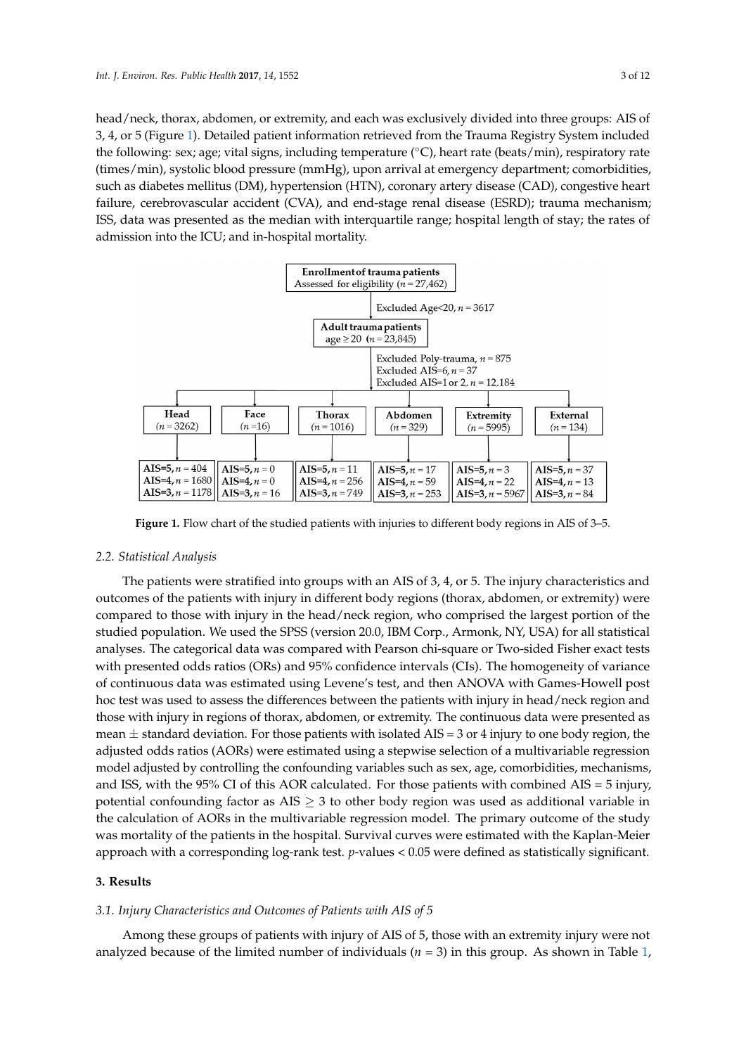head/neck, thorax, abdomen, or extremity, and each was exclusively divided into three groups: AIS of 3, 4, or 5 (Figure 1). Detailed patient information retrieved from the Trauma Registry System included the following: sex; age; vital signs, including temperature (°C), heart rate (beats/min), respiratory rate (times/min), systolic blood pressure (mmHg), upon arrival at emergency department; comorbidities, such as diabetes mellitus (DM), hypertension (HTN), coronary artery disease (CAD), congestive heart failure, cerebrovascular accident (CVA), and end-stage renal disease (ESRD); trauma mechanism; ISS, data was presented as the median with interquartile range; hospital length of stay; the rates of admission into the ICU; and in-hospital mortality.

**Enrollment of trauma patients**
Assessed for eligibility ($n = 27{,}462$)

Excluded Age<20, $n = 3617$

**Adult trauma patients**
age ≥ 20 ($n = 23{,}845$)

Excluded Poly-trauma, $n = 875$
Excluded AIS=6, $n = 37$
Excluded AIS=1 or 2, $n = 12{,}184$

| Head ($n = 3262$) | Face ($n = 16$) | Thorax ($n = 1016$) | Abdomen ($n = 329$) | Extremity ($n = 5995$) | External ($n = 134$) |
|---|---|---|---|---|---|
| AIS=5, $n = 404$ | AIS=5, $n = 0$ | AIS=5, $n = 11$ | AIS=5, $n = 17$ | AIS=5, $n = 3$ | AIS=5, $n = 37$ |
| AIS=4, $n = 1680$ | AIS=4, $n = 0$ | AIS=4, $n = 256$ | AIS=4, $n = 59$ | AIS=4, $n = 22$ | AIS=4, $n = 13$ |
| AIS=3, $n = 1178$ | AIS=3, $n = 16$ | AIS=3, $n = 749$ | AIS=3, $n = 253$ | AIS=3, $n = 5967$ | AIS=3, $n = 84$ |

**Figure 1.** Flow chart of the studied patients with injuries to different body regions in AIS of 3–5.

### 2.2. Statistical Analysis

The patients were stratified into groups with an AIS of 3, 4, or 5. The injury characteristics and outcomes of the patients with injury in different body regions (thorax, abdomen, or extremity) were compared to those with injury in the head/neck region, who comprised the largest portion of the studied population. We used the SPSS (version 20.0, IBM Corp., Armonk, NY, USA) for all statistical analyses. The categorical data was compared with Pearson chi-square or Two-sided Fisher exact tests with presented odds ratios (ORs) and 95% confidence intervals (CIs). The homogeneity of variance of continuous data was estimated using Levene's test, and then ANOVA with Games-Howell post hoc test was used to assess the differences between the patients with injury in head/neck region and those with injury in regions of thorax, abdomen, or extremity. The continuous data were presented as mean ± standard deviation. For those patients with isolated AIS = 3 or 4 injury to one body region, the adjusted odds ratios (AORs) were estimated using a stepwise selection of a multivariable regression model adjusted by controlling the confounding variables such as sex, age, comorbidities, mechanisms, and ISS, with the 95% CI of this AOR calculated. For those patients with combined AIS = 5 injury, potential confounding factor as AIS ≥ 3 to other body region was used as additional variable in the calculation of AORs in the multivariable regression model. The primary outcome of the study was mortality of the patients in the hospital. Survival curves were estimated with the Kaplan-Meier approach with a corresponding log-rank test. $p$-values < 0.05 were defined as statistically significant.

## 3. Results

### 3.1. Injury Characteristics and Outcomes of Patients with AIS of 5

Among these groups of patients with injury of AIS of 5, those with an extremity injury were not analyzed because of the limited number of individuals ($n = 3$) in this group. As shown in Table 1,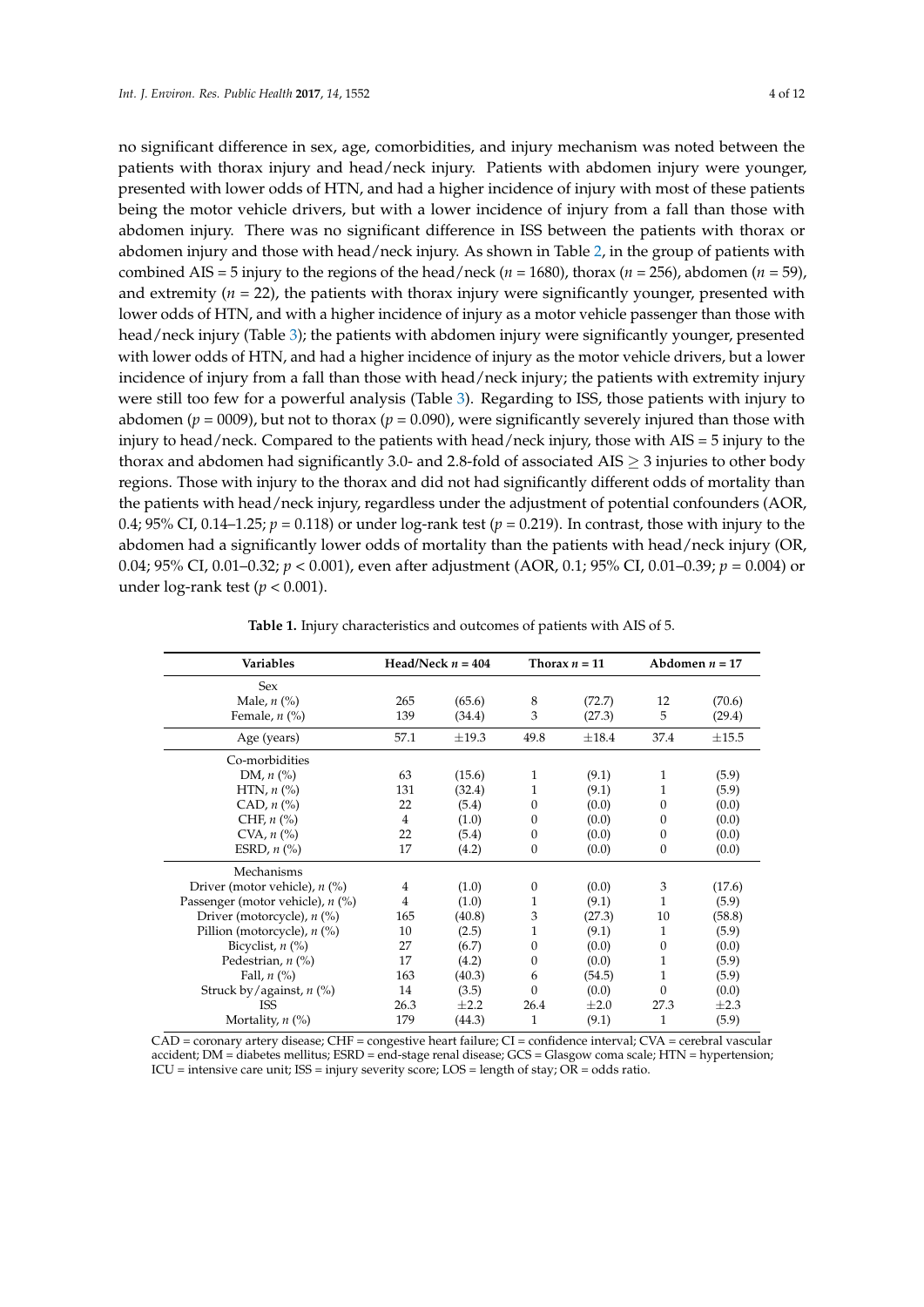no significant difference in sex, age, comorbidities, and injury mechanism was noted between the patients with thorax injury and head/neck injury. Patients with abdomen injury were younger, presented with lower odds of HTN, and had a higher incidence of injury with most of these patients being the motor vehicle drivers, but with a lower incidence of injury from a fall than those with abdomen injury. There was no significant difference in ISS between the patients with thorax or abdomen injury and those with head/neck injury. As shown in Table 2, in the group of patients with combined AIS = 5 injury to the regions of the head/neck ($n$ = 1680), thorax ($n$ = 256), abdomen ($n$ = 59), and extremity ($n$ = 22), the patients with thorax injury were significantly younger, presented with lower odds of HTN, and with a higher incidence of injury as a motor vehicle passenger than those with head/neck injury (Table 3); the patients with abdomen injury were significantly younger, presented with lower odds of HTN, and had a higher incidence of injury as the motor vehicle drivers, but a lower incidence of injury from a fall than those with head/neck injury; the patients with extremity injury were still too few for a powerful analysis (Table 3). Regarding to ISS, those patients with injury to abdomen ($p$ = 0009), but not to thorax ($p$ = 0.090), were significantly severely injured than those with injury to head/neck. Compared to the patients with head/neck injury, those with AIS = 5 injury to the thorax and abdomen had significantly 3.0- and 2.8-fold of associated AIS $\geq$ 3 injuries to other body regions. Those with injury to the thorax and did not had significantly different odds of mortality than the patients with head/neck injury, regardless under the adjustment of potential confounders (AOR, 0.4; 95% CI, 0.14–1.25; $p$ = 0.118) or under log-rank test ($p$ = 0.219). In contrast, those with injury to the abdomen had a significantly lower odds of mortality than the patients with head/neck injury (OR, 0.04; 95% CI, 0.01–0.32; $p$ < 0.001), even after adjustment (AOR, 0.1; 95% CI, 0.01–0.39; $p$ = 0.004) or under log-rank test ($p$ < 0.001).

**Table 1.** Injury characteristics and outcomes of patients with AIS of 5.

| Variables | Head/Neck $n$ = 404 | | Thorax $n$ = 11 | | Abdomen $n$ = 17 | |
|---|---|---|---|---|---|---|
| Sex | | | | | | |
| Male, $n$ (%) | 265 | (65.6) | 8 | (72.7) | 12 | (70.6) |
| Female, $n$ (%) | 139 | (34.4) | 3 | (27.3) | 5 | (29.4) |
| Age (years) | 57.1 | ±19.3 | 49.8 | ±18.4 | 37.4 | ±15.5 |
| Co-morbidities | | | | | | |
| DM, $n$ (%) | 63 | (15.6) | 1 | (9.1) | 1 | (5.9) |
| HTN, $n$ (%) | 131 | (32.4) | 1 | (9.1) | 1 | (5.9) |
| CAD, $n$ (%) | 22 | (5.4) | 0 | (0.0) | 0 | (0.0) |
| CHF, $n$ (%) | 4 | (1.0) | 0 | (0.0) | 0 | (0.0) |
| CVA, $n$ (%) | 22 | (5.4) | 0 | (0.0) | 0 | (0.0) |
| ESRD, $n$ (%) | 17 | (4.2) | 0 | (0.0) | 0 | (0.0) |
| Mechanisms | | | | | | |
| Driver (motor vehicle), $n$ (%) | 4 | (1.0) | 0 | (0.0) | 3 | (17.6) |
| Passenger (motor vehicle), $n$ (%) | 4 | (1.0) | 1 | (9.1) | 1 | (5.9) |
| Driver (motorcycle), $n$ (%) | 165 | (40.8) | 3 | (27.3) | 10 | (58.8) |
| Pillion (motorcycle), $n$ (%) | 10 | (2.5) | 1 | (9.1) | 1 | (5.9) |
| Bicyclist, $n$ (%) | 27 | (6.7) | 0 | (0.0) | 0 | (0.0) |
| Pedestrian, $n$ (%) | 17 | (4.2) | 0 | (0.0) | 1 | (5.9) |
| Fall, $n$ (%) | 163 | (40.3) | 6 | (54.5) | 1 | (5.9) |
| Struck by/against, $n$ (%) | 14 | (3.5) | 0 | (0.0) | 0 | (0.0) |
| ISS | 26.3 | ±2.2 | 26.4 | ±2.0 | 27.3 | ±2.3 |
| Mortality, $n$ (%) | 179 | (44.3) | 1 | (9.1) | 1 | (5.9) |

CAD = coronary artery disease; CHF = congestive heart failure; CI = confidence interval; CVA = cerebral vascular accident; DM = diabetes mellitus; ESRD = end-stage renal disease; GCS = Glasgow coma scale; HTN = hypertension; ICU = intensive care unit; ISS = injury severity score; LOS = length of stay; OR = odds ratio.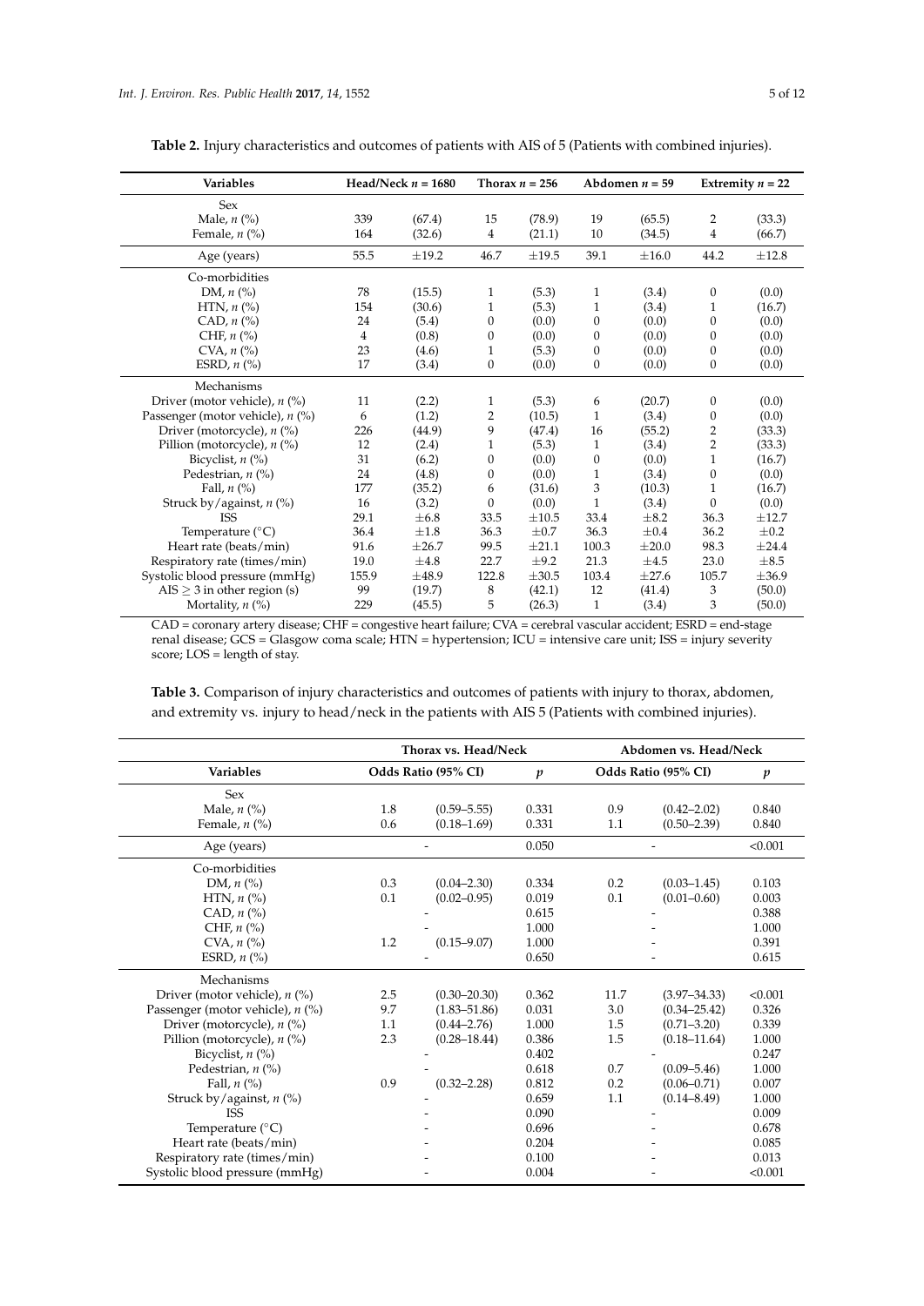**Table 2.** Injury characteristics and outcomes of patients with AIS of 5 (Patients with combined injuries).

| Variables | Head/Neck *n* = 1680 | | Thorax *n* = 256 | | Abdomen *n* = 59 | | Extremity *n* = 22 | |
|---|---|---|---|---|---|---|---|---|
| Sex | | | | | | | | |
| Male, *n* (%) | 339 | (67.4) | 15 | (78.9) | 19 | (65.5) | 2 | (33.3) |
| Female, *n* (%) | 164 | (32.6) | 4 | (21.1) | 10 | (34.5) | 4 | (66.7) |
| Age (years) | 55.5 | ±19.2 | 46.7 | ±19.5 | 39.1 | ±16.0 | 44.2 | ±12.8 |
| Co-morbidities | | | | | | | | |
| DM, *n* (%) | 78 | (15.5) | 1 | (5.3) | 1 | (3.4) | 0 | (0.0) |
| HTN, *n* (%) | 154 | (30.6) | 1 | (5.3) | 1 | (3.4) | 1 | (16.7) |
| CAD, *n* (%) | 24 | (5.4) | 0 | (0.0) | 0 | (0.0) | 0 | (0.0) |
| CHF, *n* (%) | 4 | (0.8) | 0 | (0.0) | 0 | (0.0) | 0 | (0.0) |
| CVA, *n* (%) | 23 | (4.6) | 1 | (5.3) | 0 | (0.0) | 0 | (0.0) |
| ESRD, *n* (%) | 17 | (3.4) | 0 | (0.0) | 0 | (0.0) | 0 | (0.0) |
| Mechanisms | | | | | | | | |
| Driver (motor vehicle), *n* (%) | 11 | (2.2) | 1 | (5.3) | 6 | (20.7) | 0 | (0.0) |
| Passenger (motor vehicle), *n* (%) | 6 | (1.2) | 2 | (10.5) | 1 | (3.4) | 0 | (0.0) |
| Driver (motorcycle), *n* (%) | 226 | (44.9) | 9 | (47.4) | 16 | (55.2) | 2 | (33.3) |
| Pillion (motorcycle), *n* (%) | 12 | (2.4) | 1 | (5.3) | 1 | (3.4) | 2 | (33.3) |
| Bicyclist, *n* (%) | 31 | (6.2) | 0 | (0.0) | 0 | (0.0) | 1 | (16.7) |
| Pedestrian, *n* (%) | 24 | (4.8) | 0 | (0.0) | 1 | (3.4) | 0 | (0.0) |
| Fall, *n* (%) | 177 | (35.2) | 6 | (31.6) | 3 | (10.3) | 1 | (16.7) |
| Struck by/against, *n* (%) | 16 | (3.2) | 0 | (0.0) | 1 | (3.4) | 0 | (0.0) |
| ISS | 29.1 | ±6.8 | 33.5 | ±10.5 | 33.4 | ±8.2 | 36.3 | ±12.7 |
| Temperature (°C) | 36.4 | ±1.8 | 36.3 | ±0.7 | 36.3 | ±0.4 | 36.2 | ±0.2 |
| Heart rate (beats/min) | 91.6 | ±26.7 | 99.5 | ±21.1 | 100.3 | ±20.0 | 98.3 | ±24.4 |
| Respiratory rate (times/min) | 19.0 | ±4.8 | 22.7 | ±9.2 | 21.3 | ±4.5 | 23.0 | ±8.5 |
| Systolic blood pressure (mmHg) | 155.9 | ±48.9 | 122.8 | ±30.5 | 103.4 | ±27.6 | 105.7 | ±36.9 |
| AIS ≥ 3 in other region (s) | 99 | (19.7) | 8 | (42.1) | 12 | (41.4) | 3 | (50.0) |
| Mortality, *n* (%) | 229 | (45.5) | 5 | (26.3) | 1 | (3.4) | 3 | (50.0) |

CAD = coronary artery disease; CHF = congestive heart failure; CVA = cerebral vascular accident; ESRD = end-stage renal disease; GCS = Glasgow coma scale; HTN = hypertension; ICU = intensive care unit; ISS = injury severity score; LOS = length of stay.

**Table 3.** Comparison of injury characteristics and outcomes of patients with injury to thorax, abdomen, and extremity vs. injury to head/neck in the patients with AIS 5 (Patients with combined injuries).

| | Thorax vs. Head/Neck | | | Abdomen vs. Head/Neck | | |
|---|---|---|---|---|---|---|
| Variables | Odds Ratio (95% CI) | | *p* | Odds Ratio (95% CI) | | *p* |
| Sex | | | | | | |
| Male, *n* (%) | 1.8 | (0.59–5.55) | 0.331 | 0.9 | (0.42–2.02) | 0.840 |
| Female, *n* (%) | 0.6 | (0.18–1.69) | 0.331 | 1.1 | (0.50–2.39) | 0.840 |
| Age (years) | | - | 0.050 | | - | <0.001 |
| Co-morbidities | | | | | | |
| DM, *n* (%) | 0.3 | (0.04–2.30) | 0.334 | 0.2 | (0.03–1.45) | 0.103 |
| HTN, *n* (%) | 0.1 | (0.02–0.95) | 0.019 | 0.1 | (0.01–0.60) | 0.003 |
| CAD, *n* (%) | | - | 0.615 | | - | 0.388 |
| CHF, *n* (%) | | - | 1.000 | | - | 1.000 |
| CVA, *n* (%) | 1.2 | (0.15–9.07) | 1.000 | | - | 0.391 |
| ESRD, *n* (%) | | - | 0.650 | | - | 0.615 |
| Mechanisms | | | | | | |
| Driver (motor vehicle), *n* (%) | 2.5 | (0.30–20.30) | 0.362 | 11.7 | (3.97–34.33) | <0.001 |
| Passenger (motor vehicle), *n* (%) | 9.7 | (1.83–51.86) | 0.031 | 3.0 | (0.34–25.42) | 0.326 |
| Driver (motorcycle), *n* (%) | 1.1 | (0.44–2.76) | 1.000 | 1.5 | (0.71–3.20) | 0.339 |
| Pillion (motorcycle), *n* (%) | 2.3 | (0.28–18.44) | 0.386 | 1.5 | (0.18–11.64) | 1.000 |
| Bicyclist, *n* (%) | | - | 0.402 | | - | 0.247 |
| Pedestrian, *n* (%) | | - | 0.618 | 0.7 | (0.09–5.46) | 1.000 |
| Fall, *n* (%) | 0.9 | (0.32–2.28) | 0.812 | 0.2 | (0.06–0.71) | 0.007 |
| Struck by/against, *n* (%) | | - | 0.659 | 1.1 | (0.14–8.49) | 1.000 |
| ISS | | - | 0.090 | | - | 0.009 |
| Temperature (°C) | | - | 0.696 | | - | 0.678 |
| Heart rate (beats/min) | | - | 0.204 | | - | 0.085 |
| Respiratory rate (times/min) | | - | 0.100 | | - | 0.013 |
| Systolic blood pressure (mmHg) | | - | 0.004 | | - | <0.001 |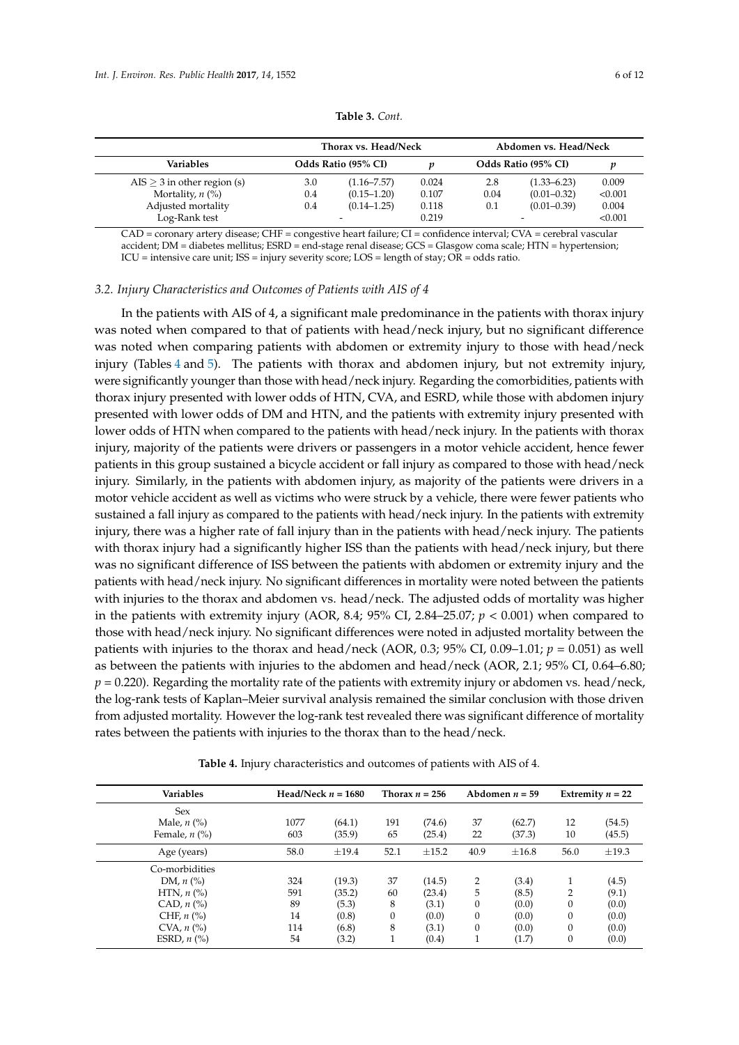**Table 3.** *Cont.*

| Variables | Thorax vs. Head/Neck | | | Abdomen vs. Head/Neck | | |
|---|---|---|---|---|---|---|
| | Odds Ratio (95% CI) | | $p$ | Odds Ratio (95% CI) | | $p$ |
| AIS ≥ 3 in other region (s) | 3.0 | (1.16–7.57) | 0.024 | 2.8 | (1.33–6.23) | 0.009 |
| Mortality, $n$ (%) | 0.4 | (0.15–1.20) | 0.107 | 0.04 | (0.01–0.32) | <0.001 |
| Adjusted mortality | 0.4 | (0.14–1.25) | 0.118 | 0.1 | (0.01–0.39) | 0.004 |
| Log-Rank test | | - | 0.219 | | - | <0.001 |

CAD = coronary artery disease; CHF = congestive heart failure; CI = confidence interval; CVA = cerebral vascular accident; DM = diabetes mellitus; ESRD = end-stage renal disease; GCS = Glasgow coma scale; HTN = hypertension; ICU = intensive care unit; ISS = injury severity score; LOS = length of stay; OR = odds ratio.

### 3.2. Injury Characteristics and Outcomes of Patients with AIS of 4

In the patients with AIS of 4, a significant male predominance in the patients with thorax injury was noted when compared to that of patients with head/neck injury, but no significant difference was noted when comparing patients with abdomen or extremity injury to those with head/neck injury (Tables 4 and 5). The patients with thorax and abdomen injury, but not extremity injury, were significantly younger than those with head/neck injury. Regarding the comorbidities, patients with thorax injury presented with lower odds of HTN, CVA, and ESRD, while those with abdomen injury presented with lower odds of DM and HTN, and the patients with extremity injury presented with lower odds of HTN when compared to the patients with head/neck injury. In the patients with thorax injury, majority of the patients were drivers or passengers in a motor vehicle accident, hence fewer patients in this group sustained a bicycle accident or fall injury as compared to those with head/neck injury. Similarly, in the patients with abdomen injury, as majority of the patients were drivers in a motor vehicle accident as well as victims who were struck by a vehicle, there were fewer patients who sustained a fall injury as compared to the patients with head/neck injury. In the patients with extremity injury, there was a higher rate of fall injury than in the patients with head/neck injury. The patients with thorax injury had a significantly higher ISS than the patients with head/neck injury, but there was no significant difference of ISS between the patients with abdomen or extremity injury and the patients with head/neck injury. No significant differences in mortality were noted between the patients with injuries to the thorax and abdomen vs. head/neck. The adjusted odds of mortality was higher in the patients with extremity injury (AOR, 8.4; 95% CI, 2.84–25.07; $p < 0.001$) when compared to those with head/neck injury. No significant differences were noted in adjusted mortality between the patients with injuries to the thorax and head/neck (AOR, 0.3; 95% CI, 0.09–1.01; $p = 0.051$) as well as between the patients with injuries to the abdomen and head/neck (AOR, 2.1; 95% CI, 0.64–6.80; $p = 0.220$). Regarding the mortality rate of the patients with extremity injury or abdomen vs. head/neck, the log-rank tests of Kaplan–Meier survival analysis remained the similar conclusion with those driven from adjusted mortality. However the log-rank test revealed there was significant difference of mortality rates between the patients with injuries to the thorax than to the head/neck.

**Table 4.** Injury characteristics and outcomes of patients with AIS of 4.

| Variables | Head/Neck $n$ = 1680 | | Thorax $n$ = 256 | | Abdomen $n$ = 59 | | Extremity $n$ = 22 | |
|---|---|---|---|---|---|---|---|---|
| Sex | | | | | | | | |
| Male, $n$ (%) | 1077 | (64.1) | 191 | (74.6) | 37 | (62.7) | 12 | (54.5) |
| Female, $n$ (%) | 603 | (35.9) | 65 | (25.4) | 22 | (37.3) | 10 | (45.5) |
| Age (years) | 58.0 | ±19.4 | 52.1 | ±15.2 | 40.9 | ±16.8 | 56.0 | ±19.3 |
| Co-morbidities | | | | | | | | |
| DM, $n$ (%) | 324 | (19.3) | 37 | (14.5) | 2 | (3.4) | 1 | (4.5) |
| HTN, $n$ (%) | 591 | (35.2) | 60 | (23.4) | 5 | (8.5) | 2 | (9.1) |
| CAD, $n$ (%) | 89 | (5.3) | 8 | (3.1) | 0 | (0.0) | 0 | (0.0) |
| CHF, $n$ (%) | 14 | (0.8) | 0 | (0.0) | 0 | (0.0) | 0 | (0.0) |
| CVA, $n$ (%) | 114 | (6.8) | 8 | (3.1) | 0 | (0.0) | 0 | (0.0) |
| ESRD, $n$ (%) | 54 | (3.2) | 1 | (0.4) | 1 | (1.7) | 0 | (0.0) |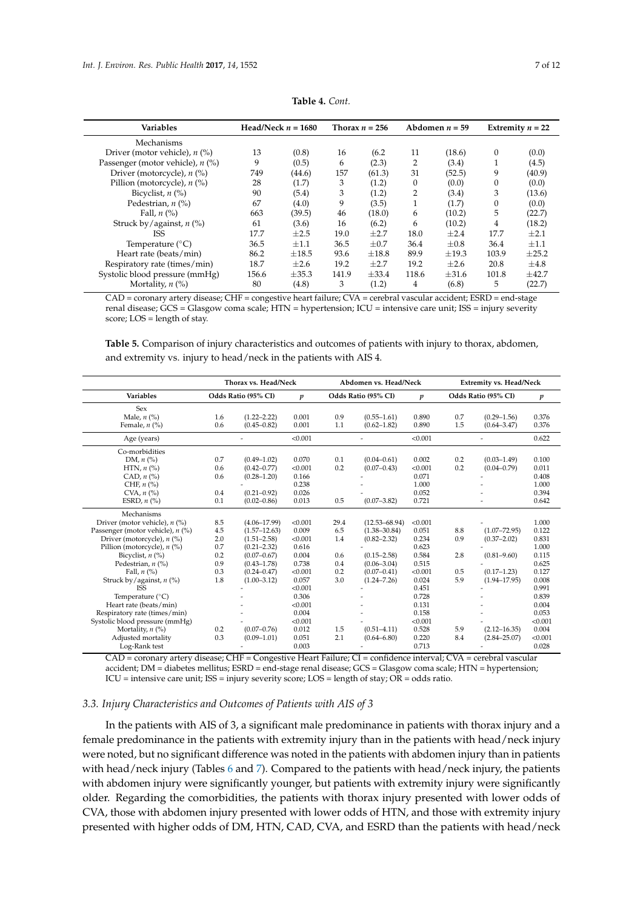**Table 4.** *Cont.*

| Variables | Head/Neck *n* = 1680 | | Thorax *n* = 256 | | Abdomen *n* = 59 | | Extremity *n* = 22 | |
|---|---|---|---|---|---|---|---|---|
| Mechanisms | | | | | | | | |
| Driver (motor vehicle), *n* (%) | 13 | (0.8) | 16 | (6.2 | 11 | (18.6) | 0 | (0.0) |
| Passenger (motor vehicle), *n* (%) | 9 | (0.5) | 6 | (2.3) | 2 | (3.4) | 1 | (4.5) |
| Driver (motorcycle), *n* (%) | 749 | (44.6) | 157 | (61.3) | 31 | (52.5) | 9 | (40.9) |
| Pillion (motorcycle), *n* (%) | 28 | (1.7) | 3 | (1.2) | 0 | (0.0) | 0 | (0.0) |
| Bicyclist, *n* (%) | 90 | (5.4) | 3 | (1.2) | 2 | (3.4) | 3 | (13.6) |
| Pedestrian, *n* (%) | 67 | (4.0) | 9 | (3.5) | 1 | (1.7) | 0 | (0.0) |
| Fall, *n* (%) | 663 | (39.5) | 46 | (18.0) | 6 | (10.2) | 5 | (22.7) |
| Struck by/against, *n* (%) | 61 | (3.6) | 16 | (6.2) | 6 | (10.2) | 4 | (18.2) |
| ISS | 17.7 | ±2.5 | 19.0 | ±2.7 | 18.0 | ±2.4 | 17.7 | ±2.1 |
| Temperature (°C) | 36.5 | ±1.1 | 36.5 | ±0.7 | 36.4 | ±0.8 | 36.4 | ±1.1 |
| Heart rate (beats/min) | 86.2 | ±18.5 | 93.6 | ±18.8 | 89.9 | ±19.3 | 103.9 | ±25.2 |
| Respiratory rate (times/min) | 18.7 | ±2.6 | 19.2 | ±2.7 | 19.2 | ±2.6 | 20.8 | ±4.8 |
| Systolic blood pressure (mmHg) | 156.6 | ±35.3 | 141.9 | ±33.4 | 118.6 | ±31.6 | 101.8 | ±42.7 |
| Mortality, *n* (%) | 80 | (4.8) | 3 | (1.2) | 4 | (6.8) | 5 | (22.7) |

CAD = coronary artery disease; CHF = congestive heart failure; CVA = cerebral vascular accident; ESRD = end-stage renal disease; GCS = Glasgow coma scale; HTN = hypertension; ICU = intensive care unit; ISS = injury severity score; LOS = length of stay.

**Table 5.** Comparison of injury characteristics and outcomes of patients with injury to thorax, abdomen, and extremity vs. injury to head/neck in the patients with AIS 4.

| | Thorax vs. Head/Neck | | | Abdomen vs. Head/Neck | | | Extremity vs. Head/Neck | | |
|---|---|---|---|---|---|---|---|---|---|
| Variables | Odds Ratio (95% CI) | | *p* | Odds Ratio (95% CI) | | *p* | Odds Ratio (95% CI) | | *p* |
| Sex | | | | | | | | | |
| Male, *n* (%) | 1.6 | (1.22–2.22) | 0.001 | 0.9 | (0.55–1.61) | 0.890 | 0.7 | (0.29–1.56) | 0.376 |
| Female, *n* (%) | 0.6 | (0.45–0.82) | 0.001 | 1.1 | (0.62–1.82) | 0.890 | 1.5 | (0.64–3.47) | 0.376 |
| Age (years) | | - | <0.001 | | - | <0.001 | | - | 0.622 |
| Co-morbidities | | | | | | | | | |
| DM, *n* (%) | 0.7 | (0.49–1.02) | 0.070 | 0.1 | (0.04–0.61) | 0.002 | 0.2 | (0.03–1.49) | 0.100 |
| HTN, *n* (%) | 0.6 | (0.42–0.77) | <0.001 | 0.2 | (0.07–0.43) | <0.001 | 0.2 | (0.04–0.79) | 0.011 |
| CAD, *n* (%) | 0.6 | (0.28–1.20) | 0.166 | | - | 0.071 | | - | 0.408 |
| CHF, *n* (%) | | - | 0.238 | | - | 1.000 | | - | 1.000 |
| CVA, *n* (%) | 0.4 | (0.21–0.92) | 0.026 | | - | 0.052 | | - | 0.394 |
| ESRD, *n* (%) | 0.1 | (0.02–0.86) | 0.013 | 0.5 | (0.07–3.82) | 0.721 | | - | 0.642 |
| Mechanisms | | | | | | | | | |
| Driver (motor vehicle), *n* (%) | 8.5 | (4.06–17.99) | <0.001 | 29.4 | (12.53–68.94) | <0.001 | | - | 1.000 |
| Passenger (motor vehicle), *n* (%) | 4.5 | (1.57–12.63) | 0.009 | 6.5 | (1.38–30.84) | 0.051 | 8.8 | (1.07–72.95) | 0.122 |
| Driver (motorcycle), *n* (%) | 2.0 | (1.51–2.58) | <0.001 | 1.4 | (0.82–2.32) | 0.234 | 0.9 | (0.37–2.02) | 0.831 |
| Pillion (motorcycle), *n* (%) | 0.7 | (0.21–2.32) | 0.616 | | - | 0.623 | | - | 1.000 |
| Bicyclist, *n* (%) | 0.2 | (0.07–0.67) | 0.004 | 0.6 | (0.15–2.58) | 0.584 | 2.8 | (0.81–9.60) | 0.115 |
| Pedestrian, *n* (%) | 0.9 | (0.43–1.78) | 0.738 | 0.4 | (0.06–3.04) | 0.515 | | - | 0.625 |
| Fall, *n* (%) | 0.3 | (0.24–0.47) | <0.001 | 0.2 | (0.07–0.41) | <0.001 | 0.5 | (0.17–1.23) | 0.127 |
| Struck by/against, *n* (%) | 1.8 | (1.00–3.12) | 0.057 | 3.0 | (1.24–7.26) | 0.024 | 5.9 | (1.94–17.95) | 0.008 |
| ISS | | - | <0.001 | | - | 0.451 | | - | 0.991 |
| Temperature (°C) | | - | 0.306 | | - | 0.728 | | - | 0.839 |
| Heart rate (beats/min) | | - | <0.001 | | - | 0.131 | | - | 0.004 |
| Respiratory rate (times/min) | | - | 0.004 | | - | 0.158 | | - | 0.053 |
| Systolic blood pressure (mmHg) | | - | <0.001 | | - | <0.001 | | - | <0.001 |
| Mortality, *n* (%) | 0.2 | (0.07–0.76) | 0.012 | 1.5 | (0.51–4.11) | 0.528 | 5.9 | (2.12–16.35) | 0.004 |
| Adjusted mortality | 0.3 | (0.09–1.01) | 0.051 | 2.1 | (0.64–6.80) | 0.220 | 8.4 | (2.84–25.07) | <0.001 |
| Log-Rank test | | - | 0.003 | | - | 0.713 | | - | 0.028 |

CAD = coronary artery disease; CHF = Congestive Heart Failure; CI = confidence interval; CVA = cerebral vascular accident; DM = diabetes mellitus; ESRD = end-stage renal disease; GCS = Glasgow coma scale; HTN = hypertension; ICU = intensive care unit; ISS = injury severity score; LOS = length of stay; OR = odds ratio.

### *3.3. Injury Characteristics and Outcomes of Patients with AIS of 3*

In the patients with AIS of 3, a significant male predominance in patients with thorax injury and a female predominance in the patients with extremity injury than in the patients with head/neck injury were noted, but no significant difference was noted in the patients with abdomen injury than in patients with head/neck injury (Tables 6 and 7). Compared to the patients with head/neck injury, the patients with abdomen injury were significantly younger, but patients with extremity injury were significantly older. Regarding the comorbidities, the patients with thorax injury presented with lower odds of CVA, those with abdomen injury presented with lower odds of HTN, and those with extremity injury presented with higher odds of DM, HTN, CAD, CVA, and ESRD than the patients with head/neck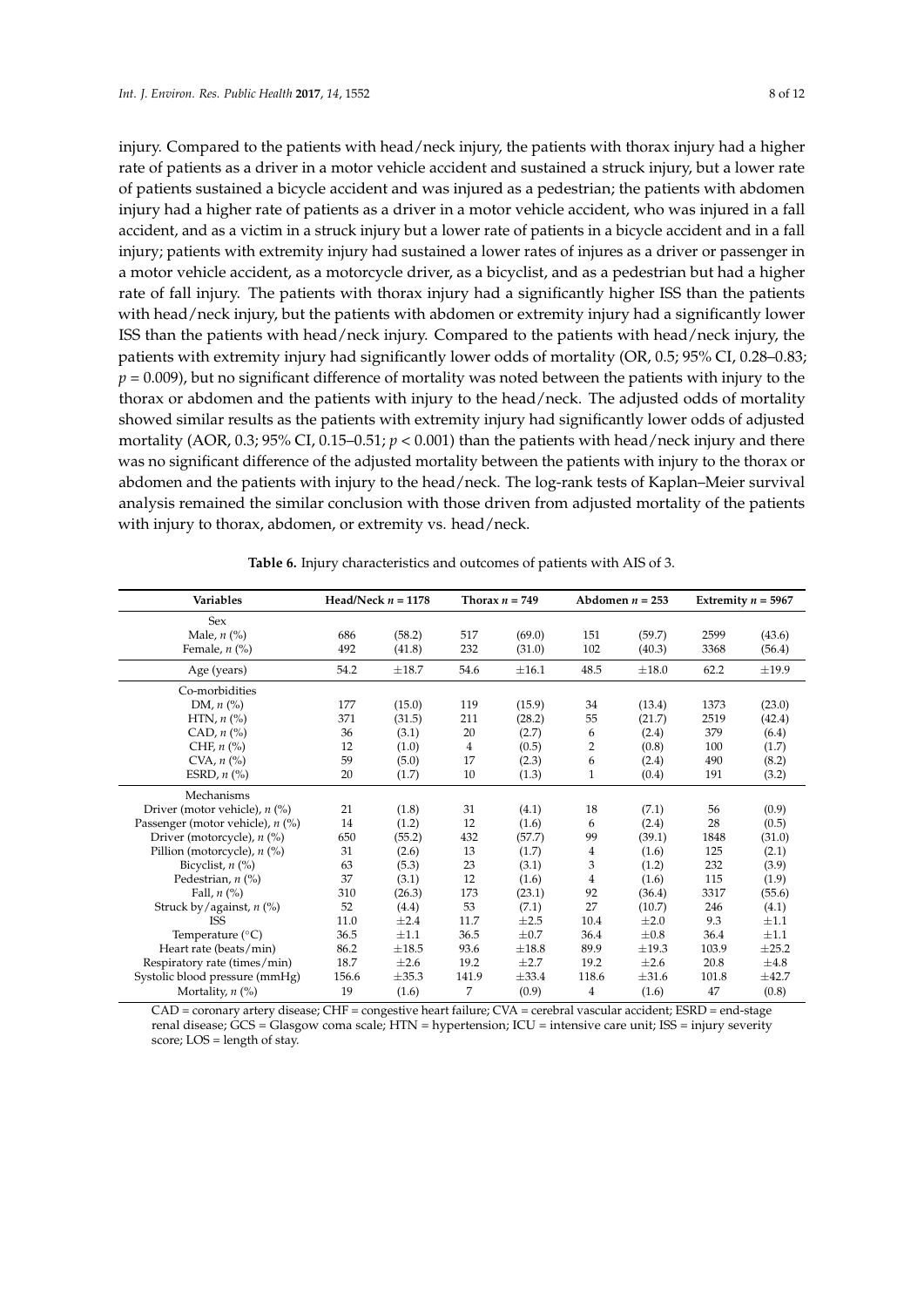injury. Compared to the patients with head/neck injury, the patients with thorax injury had a higher rate of patients as a driver in a motor vehicle accident and sustained a struck injury, but a lower rate of patients sustained a bicycle accident and was injured as a pedestrian; the patients with abdomen injury had a higher rate of patients as a driver in a motor vehicle accident, who was injured in a fall accident, and as a victim in a struck injury but a lower rate of patients in a bicycle accident and in a fall injury; patients with extremity injury had sustained a lower rates of injures as a driver or passenger in a motor vehicle accident, as a motorcycle driver, as a bicyclist, and as a pedestrian but had a higher rate of fall injury. The patients with thorax injury had a significantly higher ISS than the patients with head/neck injury, but the patients with abdomen or extremity injury had a significantly lower ISS than the patients with head/neck injury. Compared to the patients with head/neck injury, the patients with extremity injury had significantly lower odds of mortality (OR, 0.5; 95% CI, 0.28–0.83; $p = 0.009$), but no significant difference of mortality was noted between the patients with injury to the thorax or abdomen and the patients with injury to the head/neck. The adjusted odds of mortality showed similar results as the patients with extremity injury had significantly lower odds of adjusted mortality (AOR, 0.3; 95% CI, 0.15–0.51; $p < 0.001$) than the patients with head/neck injury and there was no significant difference of the adjusted mortality between the patients with injury to the thorax or abdomen and the patients with injury to the head/neck. The log-rank tests of Kaplan–Meier survival analysis remained the similar conclusion with those driven from adjusted mortality of the patients with injury to thorax, abdomen, or extremity vs. head/neck.

**Table 6.** Injury characteristics and outcomes of patients with AIS of 3.

| Variables | Head/Neck $n = 1178$ | | Thorax $n = 749$ | | Abdomen $n = 253$ | | Extremity $n = 5967$ | |
|---|---|---|---|---|---|---|---|---|
| Sex | | | | | | | | |
| Male, *n* (%) | 686 | (58.2) | 517 | (69.0) | 151 | (59.7) | 2599 | (43.6) |
| Female, *n* (%) | 492 | (41.8) | 232 | (31.0) | 102 | (40.3) | 3368 | (56.4) |
| Age (years) | 54.2 | ±18.7 | 54.6 | ±16.1 | 48.5 | ±18.0 | 62.2 | ±19.9 |
| Co-morbidities | | | | | | | | |
| DM, *n* (%) | 177 | (15.0) | 119 | (15.9) | 34 | (13.4) | 1373 | (23.0) |
| HTN, *n* (%) | 371 | (31.5) | 211 | (28.2) | 55 | (21.7) | 2519 | (42.4) |
| CAD, *n* (%) | 36 | (3.1) | 20 | (2.7) | 6 | (2.4) | 379 | (6.4) |
| CHF, *n* (%) | 12 | (1.0) | 4 | (0.5) | 2 | (0.8) | 100 | (1.7) |
| CVA, *n* (%) | 59 | (5.0) | 17 | (2.3) | 6 | (2.4) | 490 | (8.2) |
| ESRD, *n* (%) | 20 | (1.7) | 10 | (1.3) | 1 | (0.4) | 191 | (3.2) |
| Mechanisms | | | | | | | | |
| Driver (motor vehicle), *n* (%) | 21 | (1.8) | 31 | (4.1) | 18 | (7.1) | 56 | (0.9) |
| Passenger (motor vehicle), *n* (%) | 14 | (1.2) | 12 | (1.6) | 6 | (2.4) | 28 | (0.5) |
| Driver (motorcycle), *n* (%) | 650 | (55.2) | 432 | (57.7) | 99 | (39.1) | 1848 | (31.0) |
| Pillion (motorcycle), *n* (%) | 31 | (2.6) | 13 | (1.7) | 4 | (1.6) | 125 | (2.1) |
| Bicyclist, *n* (%) | 63 | (5.3) | 23 | (3.1) | 3 | (1.2) | 232 | (3.9) |
| Pedestrian, *n* (%) | 37 | (3.1) | 12 | (1.6) | 4 | (1.6) | 115 | (1.9) |
| Fall, *n* (%) | 310 | (26.3) | 173 | (23.1) | 92 | (36.4) | 3317 | (55.6) |
| Struck by/against, *n* (%) | 52 | (4.4) | 53 | (7.1) | 27 | (10.7) | 246 | (4.1) |
| ISS | 11.0 | ±2.4 | 11.7 | ±2.5 | 10.4 | ±2.0 | 9.3 | ±1.1 |
| Temperature (°C) | 36.5 | ±1.1 | 36.5 | ±0.7 | 36.4 | ±0.8 | 36.4 | ±1.1 |
| Heart rate (beats/min) | 86.2 | ±18.5 | 93.6 | ±18.8 | 89.9 | ±19.3 | 103.9 | ±25.2 |
| Respiratory rate (times/min) | 18.7 | ±2.6 | 19.2 | ±2.7 | 19.2 | ±2.6 | 20.8 | ±4.8 |
| Systolic blood pressure (mmHg) | 156.6 | ±35.3 | 141.9 | ±33.4 | 118.6 | ±31.6 | 101.8 | ±42.7 |
| Mortality, *n* (%) | 19 | (1.6) | 7 | (0.9) | 4 | (1.6) | 47 | (0.8) |

CAD = coronary artery disease; CHF = congestive heart failure; CVA = cerebral vascular accident; ESRD = end-stage renal disease; GCS = Glasgow coma scale; HTN = hypertension; ICU = intensive care unit; ISS = injury severity score; LOS = length of stay.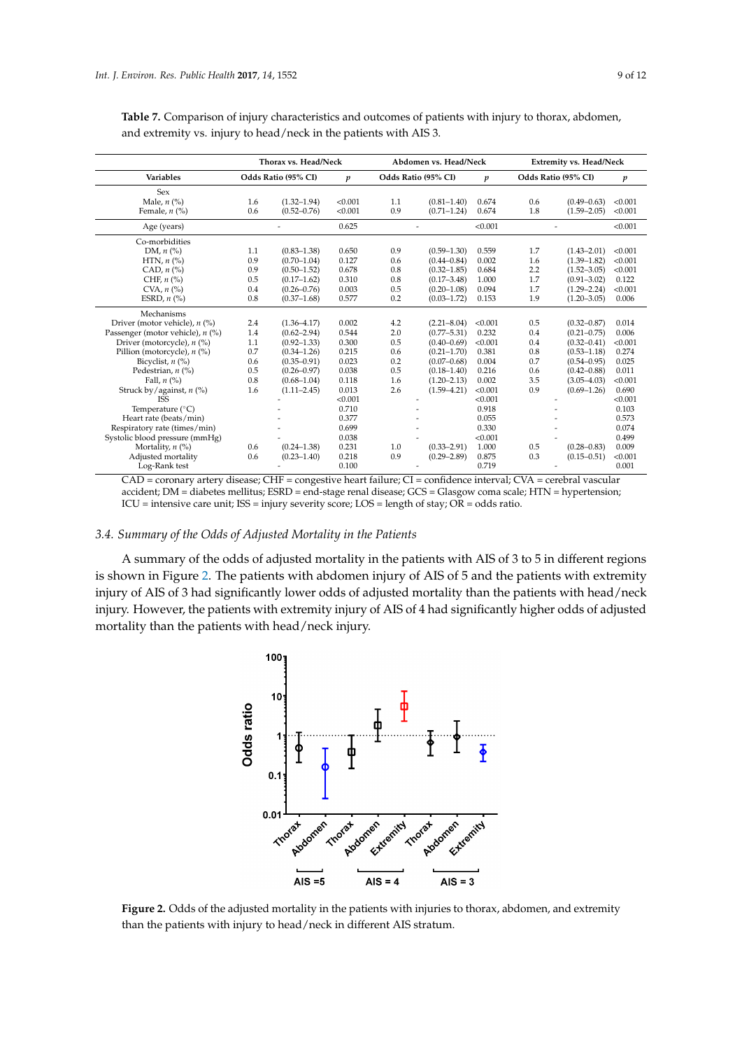**Table 7.** Comparison of injury characteristics and outcomes of patients with injury to thorax, abdomen, and extremity vs. injury to head/neck in the patients with AIS 3.

| | Thorax vs. Head/Neck | | | Abdomen vs. Head/Neck | | | Extremity vs. Head/Neck | | |
|---|---|---|---|---|---|---|---|---|---|
| **Variables** | **Odds Ratio (95% CI)** | | ***p*** | **Odds Ratio (95% CI)** | | ***p*** | **Odds Ratio (95% CI)** | | ***p*** |
| Sex | | | | | | | | | |
| Male, *n* (%) | 1.6 | (1.32–1.94) | <0.001 | 1.1 | (0.81–1.40) | 0.674 | 0.6 | (0.49–0.63) | <0.001 |
| Female, *n* (%) | 0.6 | (0.52–0.76) | <0.001 | 0.9 | (0.71–1.24) | 0.674 | 1.8 | (1.59–2.05) | <0.001 |
| Age (years) | | - | 0.625 | | - | <0.001 | | - | <0.001 |
| Co-morbidities | | | | | | | | | |
| DM, *n* (%) | 1.1 | (0.83–1.38) | 0.650 | 0.9 | (0.59–1.30) | 0.559 | 1.7 | (1.43–2.01) | <0.001 |
| HTN, *n* (%) | 0.9 | (0.70–1.04) | 0.127 | 0.6 | (0.44–0.84) | 0.002 | 1.6 | (1.39–1.82) | <0.001 |
| CAD, *n* (%) | 0.9 | (0.50–1.52) | 0.678 | 0.8 | (0.32–1.85) | 0.684 | 2.2 | (1.52–3.05) | <0.001 |
| CHF, *n* (%) | 0.5 | (0.17–1.62) | 0.310 | 0.8 | (0.17–3.48) | 1.000 | 1.7 | (0.91–3.02) | 0.122 |
| CVA, *n* (%) | 0.4 | (0.26–0.76) | 0.003 | 0.5 | (0.20–1.08) | 0.094 | 1.7 | (1.29–2.24) | <0.001 |
| ESRD, *n* (%) | 0.8 | (0.37–1.68) | 0.577 | 0.2 | (0.03–1.72) | 0.153 | 1.9 | (1.20–3.05) | 0.006 |
| Mechanisms | | | | | | | | | |
| Driver (motor vehicle), *n* (%) | 2.4 | (1.36–4.17) | 0.002 | 4.2 | (2.21–8.04) | <0.001 | 0.5 | (0.32–0.87) | 0.014 |
| Passenger (motor vehicle), *n* (%) | 1.4 | (0.62–2.94) | 0.544 | 2.0 | (0.77–5.31) | 0.232 | 0.4 | (0.21–0.75) | 0.006 |
| Driver (motorcycle), *n* (%) | 1.1 | (0.92–1.33) | 0.300 | 0.5 | (0.40–0.69) | <0.001 | 0.4 | (0.32–0.41) | <0.001 |
| Pillion (motorcycle), *n* (%) | 0.7 | (0.34–1.26) | 0.215 | 0.6 | (0.21–1.70) | 0.381 | 0.8 | (0.53–1.18) | 0.274 |
| Bicyclist, *n* (%) | 0.6 | (0.35–0.91) | 0.023 | 0.2 | (0.07–0.68) | 0.004 | 0.7 | (0.54–0.95) | 0.025 |
| Pedestrian, *n* (%) | 0.5 | (0.26–0.97) | 0.038 | 0.5 | (0.18–1.40) | 0.216 | 0.6 | (0.42–0.88) | 0.011 |
| Fall, *n* (%) | 0.8 | (0.68–1.04) | 0.118 | 1.6 | (1.20–2.13) | 0.002 | 3.5 | (3.05–4.03) | <0.001 |
| Struck by/against, *n* (%) | 1.6 | (1.11–2.45) | 0.013 | 2.6 | (1.59–4.21) | <0.001 | 0.9 | (0.69–1.26) | 0.690 |
| ISS | | - | <0.001 | | - | <0.001 | | - | <0.001 |
| Temperature (°C) | | - | 0.710 | | - | 0.918 | | - | 0.103 |
| Heart rate (beats/min) | | - | 0.377 | | - | 0.055 | | - | 0.573 |
| Respiratory rate (times/min) | | - | 0.699 | | - | 0.330 | | - | 0.074 |
| Systolic blood pressure (mmHg) | | - | 0.038 | | - | <0.001 | | - | 0.499 |
| Mortality, *n* (%) | 0.6 | (0.24–1.38) | 0.231 | 1.0 | (0.33–2.91) | 1.000 | 0.5 | (0.28–0.83) | 0.009 |
| Adjusted mortality | 0.6 | (0.23–1.40) | 0.218 | 0.9 | (0.29–2.89) | 0.875 | 0.3 | (0.15–0.51) | <0.001 |
| Log-Rank test | | - | 0.100 | | - | 0.719 | | - | 0.001 |

CAD = coronary artery disease; CHF = congestive heart failure; CI = confidence interval; CVA = cerebral vascular accident; DM = diabetes mellitus; ESRD = end-stage renal disease; GCS = Glasgow coma scale; HTN = hypertension; ICU = intensive care unit; ISS = injury severity score; LOS = length of stay; OR = odds ratio.

### 3.4. Summary of the Odds of Adjusted Mortality in the Patients

A summary of the odds of adjusted mortality in the patients with AIS of 3 to 5 in different regions is shown in Figure 2. The patients with abdomen injury of AIS of 5 and the patients with extremity injury of AIS of 3 had significantly lower odds of adjusted mortality than the patients with head/neck injury. However, the patients with extremity injury of AIS of 4 had significantly higher odds of adjusted mortality than the patients with head/neck injury.

**Figure 2.** Odds of the adjusted mortality in the patients with injuries to thorax, abdomen, and extremity than the patients with injury to head/neck in different AIS stratum.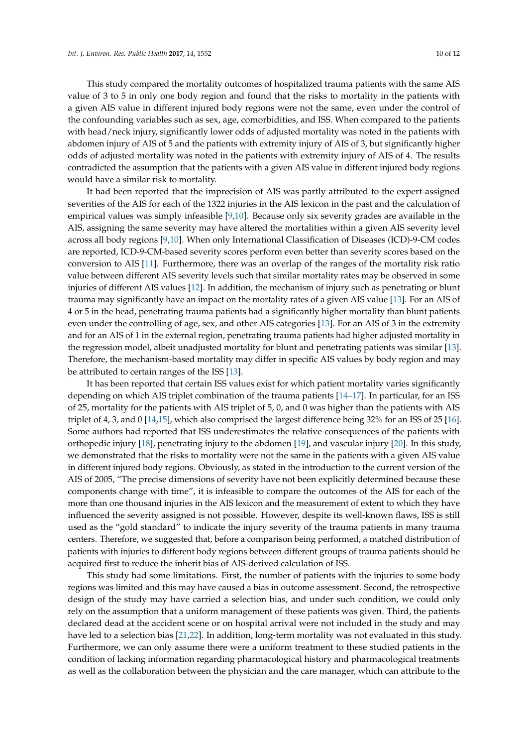This study compared the mortality outcomes of hospitalized trauma patients with the same AIS value of 3 to 5 in only one body region and found that the risks to mortality in the patients with a given AIS value in different injured body regions were not the same, even under the control of the confounding variables such as sex, age, comorbidities, and ISS. When compared to the patients with head/neck injury, significantly lower odds of adjusted mortality was noted in the patients with abdomen injury of AIS of 5 and the patients with extremity injury of AIS of 3, but significantly higher odds of adjusted mortality was noted in the patients with extremity injury of AIS of 4. The results contradicted the assumption that the patients with a given AIS value in different injured body regions would have a similar risk to mortality.

It had been reported that the imprecision of AIS was partly attributed to the expert-assigned severities of the AIS for each of the 1322 injuries in the AIS lexicon in the past and the calculation of empirical values was simply infeasible [9,10]. Because only six severity grades are available in the AIS, assigning the same severity may have altered the mortalities within a given AIS severity level across all body regions [9,10]. When only International Classification of Diseases (ICD)-9-CM codes are reported, ICD-9-CM-based severity scores perform even better than severity scores based on the conversion to AIS [11]. Furthermore, there was an overlap of the ranges of the mortality risk ratio value between different AIS severity levels such that similar mortality rates may be observed in some injuries of different AIS values [12]. In addition, the mechanism of injury such as penetrating or blunt trauma may significantly have an impact on the mortality rates of a given AIS value [13]. For an AIS of 4 or 5 in the head, penetrating trauma patients had a significantly higher mortality than blunt patients even under the controlling of age, sex, and other AIS categories [13]. For an AIS of 3 in the extremity and for an AIS of 1 in the external region, penetrating trauma patients had higher adjusted mortality in the regression model, albeit unadjusted mortality for blunt and penetrating patients was similar [13]. Therefore, the mechanism-based mortality may differ in specific AIS values by body region and may be attributed to certain ranges of the ISS [13].

It has been reported that certain ISS values exist for which patient mortality varies significantly depending on which AIS triplet combination of the trauma patients [14–17]. In particular, for an ISS of 25, mortality for the patients with AIS triplet of 5, 0, and 0 was higher than the patients with AIS triplet of 4, 3, and 0 [14,15], which also comprised the largest difference being 32% for an ISS of 25 [16]. Some authors had reported that ISS underestimates the relative consequences of the patients with orthopedic injury [18], penetrating injury to the abdomen [19], and vascular injury [20]. In this study, we demonstrated that the risks to mortality were not the same in the patients with a given AIS value in different injured body regions. Obviously, as stated in the introduction to the current version of the AIS of 2005, "The precise dimensions of severity have not been explicitly determined because these components change with time", it is infeasible to compare the outcomes of the AIS for each of the more than one thousand injuries in the AIS lexicon and the measurement of extent to which they have influenced the severity assigned is not possible. However, despite its well-known flaws, ISS is still used as the "gold standard" to indicate the injury severity of the trauma patients in many trauma centers. Therefore, we suggested that, before a comparison being performed, a matched distribution of patients with injuries to different body regions between different groups of trauma patients should be acquired first to reduce the inherit bias of AIS-derived calculation of ISS.

This study had some limitations. First, the number of patients with the injuries to some body regions was limited and this may have caused a bias in outcome assessment. Second, the retrospective design of the study may have carried a selection bias, and under such condition, we could only rely on the assumption that a uniform management of these patients was given. Third, the patients declared dead at the accident scene or on hospital arrival were not included in the study and may have led to a selection bias [21,22]. In addition, long-term mortality was not evaluated in this study. Furthermore, we can only assume there were a uniform treatment to these studied patients in the condition of lacking information regarding pharmacological history and pharmacological treatments as well as the collaboration between the physician and the care manager, which can attribute to the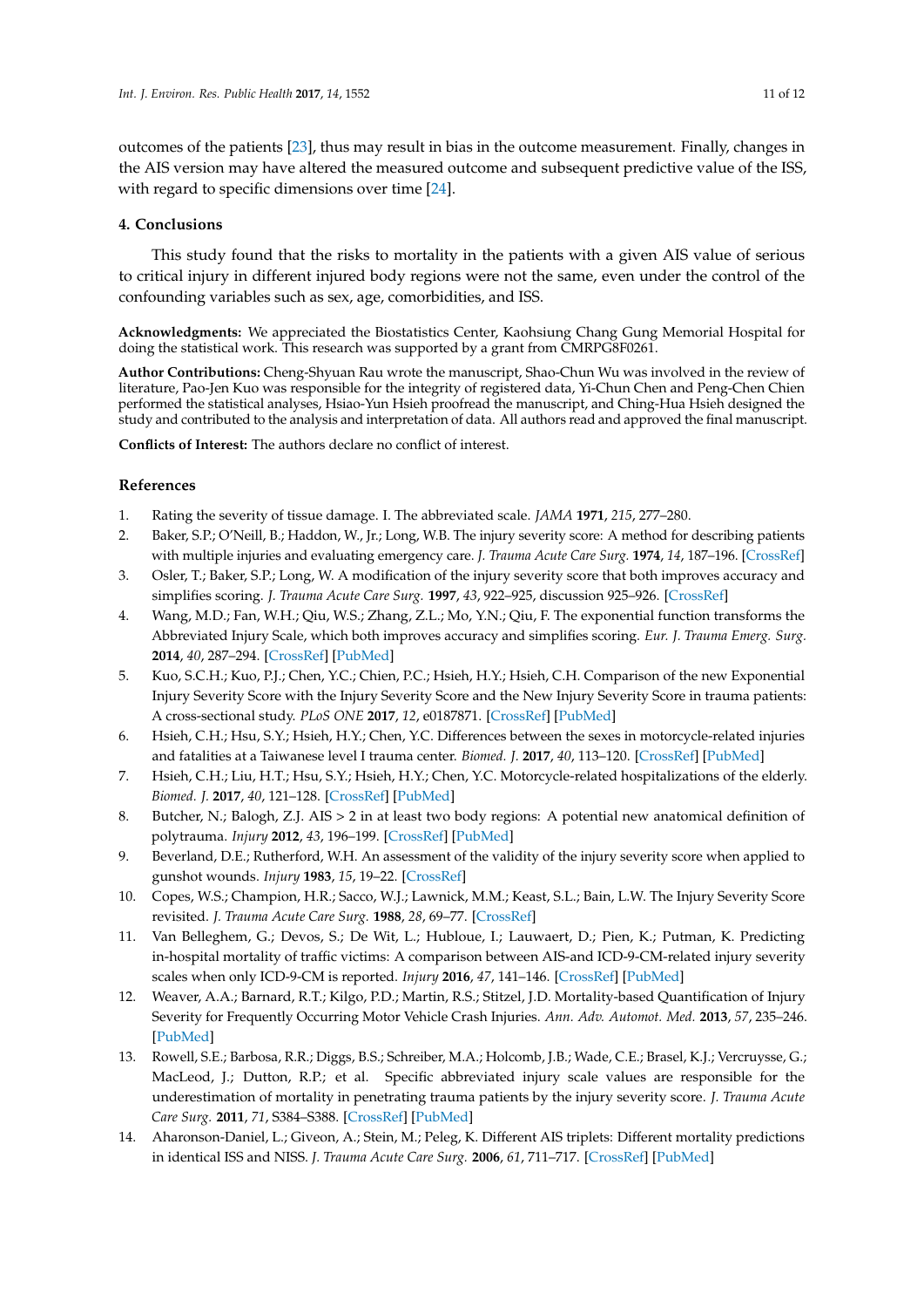outcomes of the patients [23], thus may result in bias in the outcome measurement. Finally, changes in the AIS version may have altered the measured outcome and subsequent predictive value of the ISS, with regard to specific dimensions over time [24].

## 4. Conclusions

This study found that the risks to mortality in the patients with a given AIS value of serious to critical injury in different injured body regions were not the same, even under the control of the confounding variables such as sex, age, comorbidities, and ISS.

**Acknowledgments:** We appreciated the Biostatistics Center, Kaohsiung Chang Gung Memorial Hospital for doing the statistical work. This research was supported by a grant from CMRPG8F0261.

**Author Contributions:** Cheng-Shyuan Rau wrote the manuscript, Shao-Chun Wu was involved in the review of literature, Pao-Jen Kuo was responsible for the integrity of registered data, Yi-Chun Chen and Peng-Chen Chien performed the statistical analyses, Hsiao-Yun Hsieh proofread the manuscript, and Ching-Hua Hsieh designed the study and contributed to the analysis and interpretation of data. All authors read and approved the final manuscript.

**Conflicts of Interest:** The authors declare no conflict of interest.

## References

1. Rating the severity of tissue damage. I. The abbreviated scale. *JAMA* **1971**, *215*, 277–280.
2. Baker, S.P.; O'Neill, B.; Haddon, W., Jr.; Long, W.B. The injury severity score: A method for describing patients with multiple injuries and evaluating emergency care. *J. Trauma Acute Care Surg.* **1974**, *14*, 187–196. [CrossRef]
3. Osler, T.; Baker, S.P.; Long, W. A modification of the injury severity score that both improves accuracy and simplifies scoring. *J. Trauma Acute Care Surg.* **1997**, *43*, 922–925, discussion 925–926. [CrossRef]
4. Wang, M.D.; Fan, W.H.; Qiu, W.S.; Zhang, Z.L.; Mo, Y.N.; Qiu, F. The exponential function transforms the Abbreviated Injury Scale, which both improves accuracy and simplifies scoring. *Eur. J. Trauma Emerg. Surg.* **2014**, *40*, 287–294. [CrossRef] [PubMed]
5. Kuo, S.C.H.; Kuo, P.J.; Chen, Y.C.; Chien, P.C.; Hsieh, H.Y.; Hsieh, C.H. Comparison of the new Exponential Injury Severity Score with the Injury Severity Score and the New Injury Severity Score in trauma patients: A cross-sectional study. *PLoS ONE* **2017**, *12*, e0187871. [CrossRef] [PubMed]
6. Hsieh, C.H.; Hsu, S.Y.; Hsieh, H.Y.; Chen, Y.C. Differences between the sexes in motorcycle-related injuries and fatalities at a Taiwanese level I trauma center. *Biomed. J.* **2017**, *40*, 113–120. [CrossRef] [PubMed]
7. Hsieh, C.H.; Liu, H.T.; Hsu, S.Y.; Hsieh, H.Y.; Chen, Y.C. Motorcycle-related hospitalizations of the elderly. *Biomed. J.* **2017**, *40*, 121–128. [CrossRef] [PubMed]
8. Butcher, N.; Balogh, Z.J. AIS > 2 in at least two body regions: A potential new anatomical definition of polytrauma. *Injury* **2012**, *43*, 196–199. [CrossRef] [PubMed]
9. Beverland, D.E.; Rutherford, W.H. An assessment of the validity of the injury severity score when applied to gunshot wounds. *Injury* **1983**, *15*, 19–22. [CrossRef]
10. Copes, W.S.; Champion, H.R.; Sacco, W.J.; Lawnick, M.M.; Keast, S.L.; Bain, L.W. The Injury Severity Score revisited. *J. Trauma Acute Care Surg.* **1988**, *28*, 69–77. [CrossRef]
11. Van Belleghem, G.; Devos, S.; De Wit, L.; Hubloue, I.; Lauwaert, D.; Pien, K.; Putman, K. Predicting in-hospital mortality of traffic victims: A comparison between AIS-and ICD-9-CM-related injury severity scales when only ICD-9-CM is reported. *Injury* **2016**, *47*, 141–146. [CrossRef] [PubMed]
12. Weaver, A.A.; Barnard, R.T.; Kilgo, P.D.; Martin, R.S.; Stitzel, J.D. Mortality-based Quantification of Injury Severity for Frequently Occurring Motor Vehicle Crash Injuries. *Ann. Adv. Automot. Med.* **2013**, *57*, 235–246. [PubMed]
13. Rowell, S.E.; Barbosa, R.R.; Diggs, B.S.; Schreiber, M.A.; Holcomb, J.B.; Wade, C.E.; Brasel, K.J.; Vercruysse, G.; MacLeod, J.; Dutton, R.P.; et al. Specific abbreviated injury scale values are responsible for the underestimation of mortality in penetrating trauma patients by the injury severity score. *J. Trauma Acute Care Surg.* **2011**, *71*, S384–S388. [CrossRef] [PubMed]
14. Aharonson-Daniel, L.; Giveon, A.; Stein, M.; Peleg, K. Different AIS triplets: Different mortality predictions in identical ISS and NISS. *J. Trauma Acute Care Surg.* **2006**, *61*, 711–717. [CrossRef] [PubMed]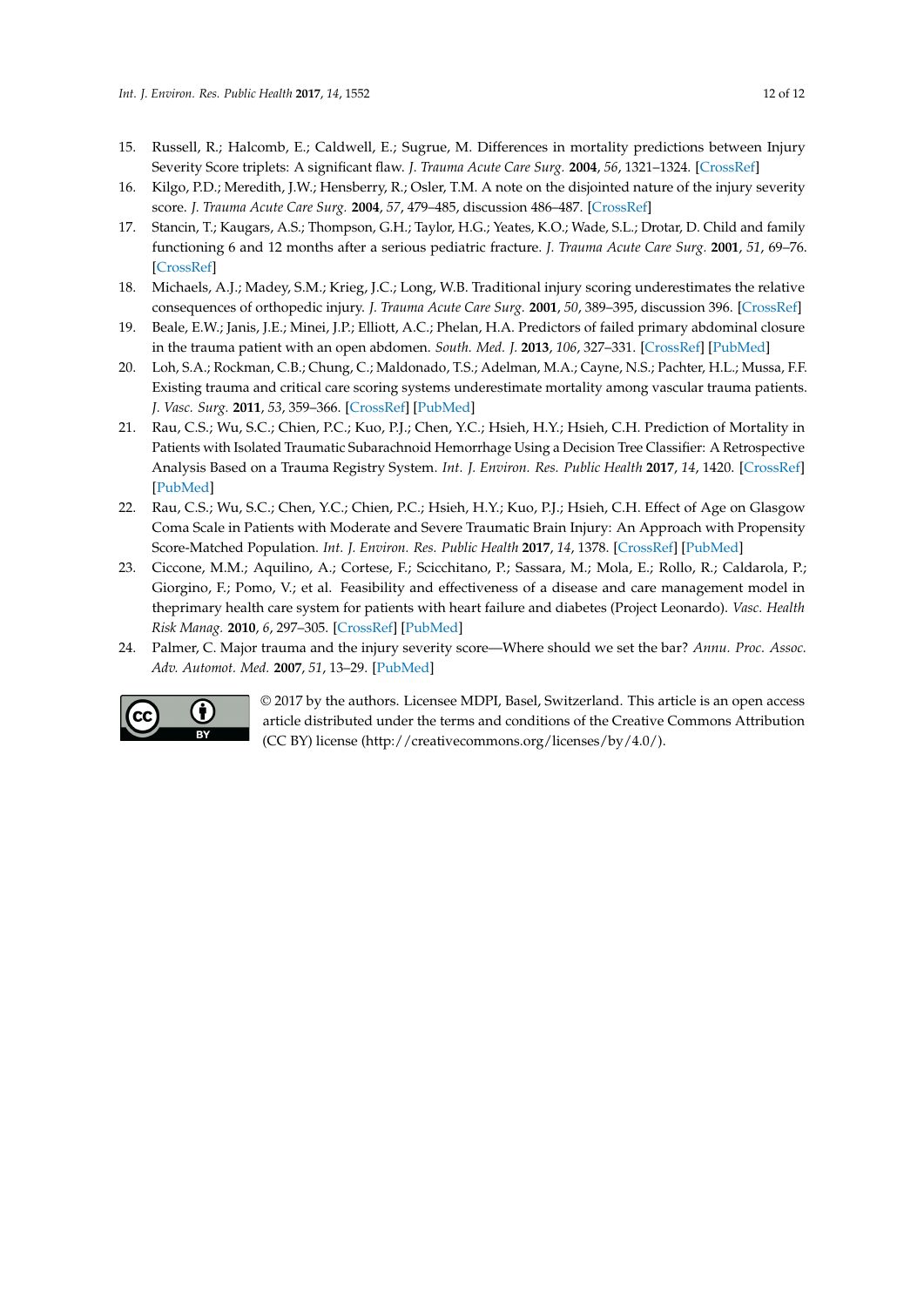15. Russell, R.; Halcomb, E.; Caldwell, E.; Sugrue, M. Differences in mortality predictions between Injury Severity Score triplets: A significant flaw. *J. Trauma Acute Care Surg.* **2004**, *56*, 1321–1324. [CrossRef]
16. Kilgo, P.D.; Meredith, J.W.; Hensberry, R.; Osler, T.M. A note on the disjointed nature of the injury severity score. *J. Trauma Acute Care Surg.* **2004**, *57*, 479–485, discussion 486–487. [CrossRef]
17. Stancin, T.; Kaugars, A.S.; Thompson, G.H.; Taylor, H.G.; Yeates, K.O.; Wade, S.L.; Drotar, D. Child and family functioning 6 and 12 months after a serious pediatric fracture. *J. Trauma Acute Care Surg.* **2001**, *51*, 69–76. [CrossRef]
18. Michaels, A.J.; Madey, S.M.; Krieg, J.C.; Long, W.B. Traditional injury scoring underestimates the relative consequences of orthopedic injury. *J. Trauma Acute Care Surg.* **2001**, *50*, 389–395, discussion 396. [CrossRef]
19. Beale, E.W.; Janis, J.E.; Minei, J.P.; Elliott, A.C.; Phelan, H.A. Predictors of failed primary abdominal closure in the trauma patient with an open abdomen. *South. Med. J.* **2013**, *106*, 327–331. [CrossRef] [PubMed]
20. Loh, S.A.; Rockman, C.B.; Chung, C.; Maldonado, T.S.; Adelman, M.A.; Cayne, N.S.; Pachter, H.L.; Mussa, F.F. Existing trauma and critical care scoring systems underestimate mortality among vascular trauma patients. *J. Vasc. Surg.* **2011**, *53*, 359–366. [CrossRef] [PubMed]
21. Rau, C.S.; Wu, S.C.; Chien, P.C.; Kuo, P.J.; Chen, Y.C.; Hsieh, H.Y.; Hsieh, C.H. Prediction of Mortality in Patients with Isolated Traumatic Subarachnoid Hemorrhage Using a Decision Tree Classifier: A Retrospective Analysis Based on a Trauma Registry System. *Int. J. Environ. Res. Public Health* **2017**, *14*, 1420. [CrossRef] [PubMed]
22. Rau, C.S.; Wu, S.C.; Chen, Y.C.; Chien, P.C.; Hsieh, H.Y.; Kuo, P.J.; Hsieh, C.H. Effect of Age on Glasgow Coma Scale in Patients with Moderate and Severe Traumatic Brain Injury: An Approach with Propensity Score-Matched Population. *Int. J. Environ. Res. Public Health* **2017**, *14*, 1378. [CrossRef] [PubMed]
23. Ciccone, M.M.; Aquilino, A.; Cortese, F.; Scicchitano, P.; Sassara, M.; Mola, E.; Rollo, R.; Caldarola, P.; Giorgino, F.; Pomo, V.; et al. Feasibility and effectiveness of a disease and care management model in theprimary health care system for patients with heart failure and diabetes (Project Leonardo). *Vasc. Health Risk Manag.* **2010**, *6*, 297–305. [CrossRef] [PubMed]
24. Palmer, C. Major trauma and the injury severity score—Where should we set the bar? *Annu. Proc. Assoc. Adv. Automot. Med.* **2007**, *51*, 13–29. [PubMed]

© 2017 by the authors. Licensee MDPI, Basel, Switzerland. This article is an open access article distributed under the terms and conditions of the Creative Commons Attribution (CC BY) license (http://creativecommons.org/licenses/by/4.0/).